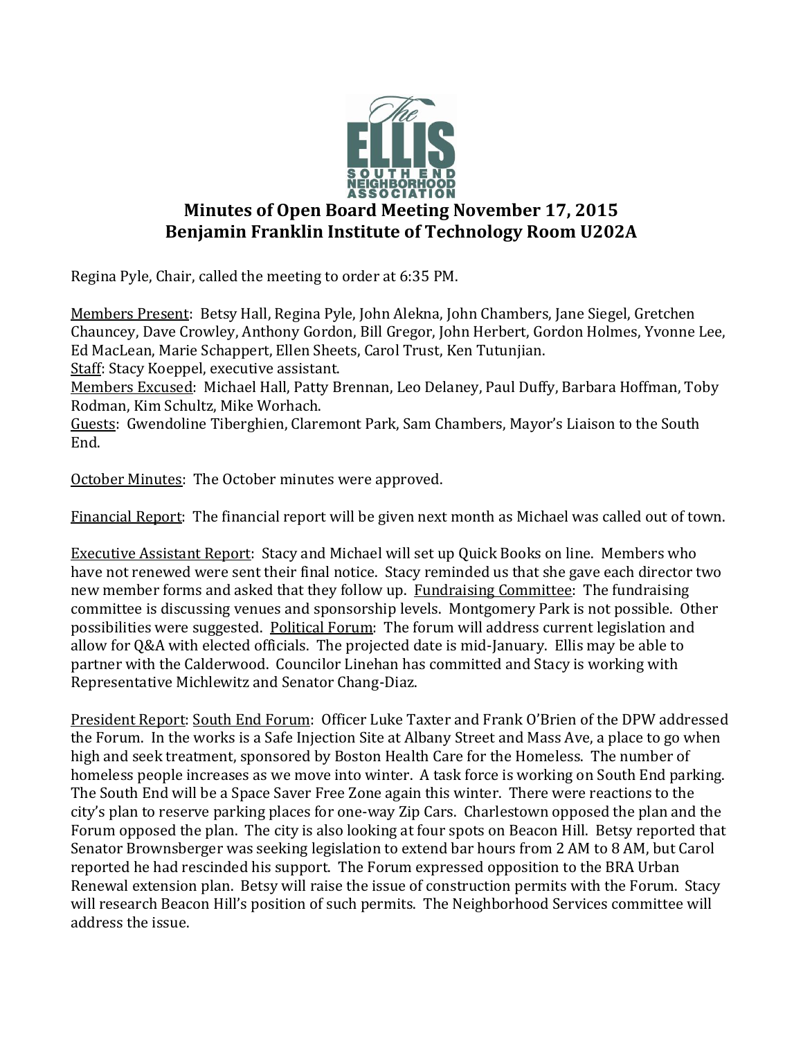The ELLIS SOUTH END NEIGHBORHOOD ASSOCIATION

# Minutes of Open Board Meeting November 17, 2015
## Benjamin Franklin Institute of Technology Room U202A

Regina Pyle, Chair, called the meeting to order at 6:35 PM.

Members Present: Betsy Hall, Regina Pyle, John Alekna, John Chambers, Jane Siegel, Gretchen Chauncey, Dave Crowley, Anthony Gordon, Bill Gregor, John Herbert, Gordon Holmes, Yvonne Lee, Ed MacLean, Marie Schappert, Ellen Sheets, Carol Trust, Ken Tutunjian.
Staff: Stacy Koeppel, executive assistant.
Members Excused: Michael Hall, Patty Brennan, Leo Delaney, Paul Duffy, Barbara Hoffman, Toby Rodman, Kim Schultz, Mike Worhach.
Guests: Gwendoline Tiberghien, Claremont Park, Sam Chambers, Mayor's Liaison to the South End.

October Minutes: The October minutes were approved.

Financial Report: The financial report will be given next month as Michael was called out of town.

Executive Assistant Report: Stacy and Michael will set up Quick Books on line. Members who have not renewed were sent their final notice. Stacy reminded us that she gave each director two new member forms and asked that they follow up. Fundraising Committee: The fundraising committee is discussing venues and sponsorship levels. Montgomery Park is not possible. Other possibilities were suggested. Political Forum: The forum will address current legislation and allow for Q&A with elected officials. The projected date is mid-January. Ellis may be able to partner with the Calderwood. Councilor Linehan has committed and Stacy is working with Representative Michlewitz and Senator Chang-Diaz.

President Report: South End Forum: Officer Luke Taxter and Frank O'Brien of the DPW addressed the Forum. In the works is a Safe Injection Site at Albany Street and Mass Ave, a place to go when high and seek treatment, sponsored by Boston Health Care for the Homeless. The number of homeless people increases as we move into winter. A task force is working on South End parking. The South End will be a Space Saver Free Zone again this winter. There were reactions to the city's plan to reserve parking places for one-way Zip Cars. Charlestown opposed the plan and the Forum opposed the plan. The city is also looking at four spots on Beacon Hill. Betsy reported that Senator Brownsberger was seeking legislation to extend bar hours from 2 AM to 8 AM, but Carol reported he had rescinded his support. The Forum expressed opposition to the BRA Urban Renewal extension plan. Betsy will raise the issue of construction permits with the Forum. Stacy will research Beacon Hill's position of such permits. The Neighborhood Services committee will address the issue.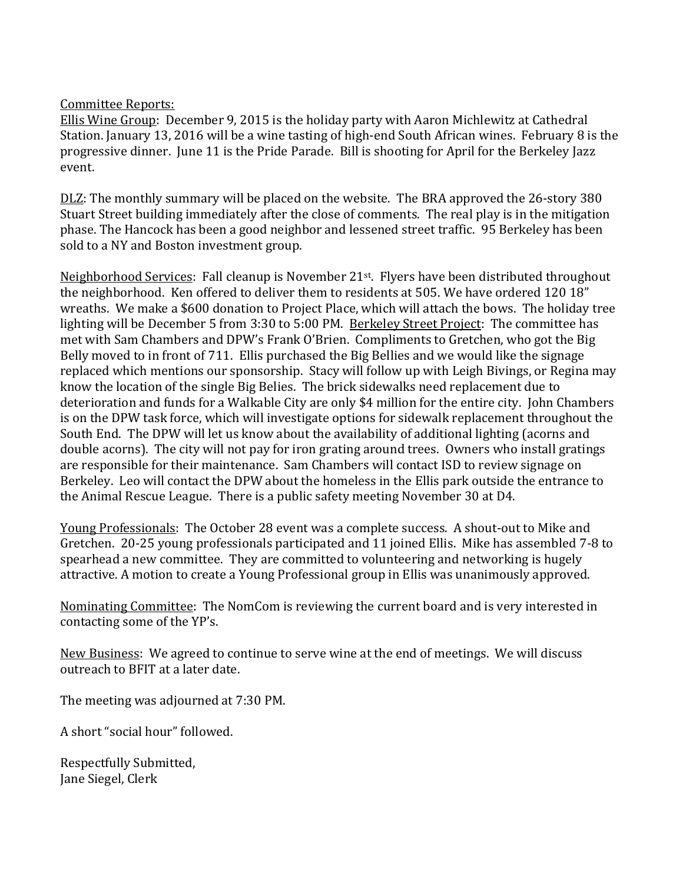Committee Reports:

Ellis Wine Group: December 9, 2015 is the holiday party with Aaron Michlewitz at Cathedral Station. January 13, 2016 will be a wine tasting of high-end South African wines. February 8 is the progressive dinner. June 11 is the Pride Parade. Bill is shooting for April for the Berkeley Jazz event.

DLZ: The monthly summary will be placed on the website. The BRA approved the 26-story 380 Stuart Street building immediately after the close of comments. The real play is in the mitigation phase. The Hancock has been a good neighbor and lessened street traffic. 95 Berkeley has been sold to a NY and Boston investment group.

Neighborhood Services: Fall cleanup is November 21st. Flyers have been distributed throughout the neighborhood. Ken offered to deliver them to residents at 505. We have ordered 120 18" wreaths. We make a $600 donation to Project Place, which will attach the bows. The holiday tree lighting will be December 5 from 3:30 to 5:00 PM. Berkeley Street Project: The committee has met with Sam Chambers and DPW's Frank O'Brien. Compliments to Gretchen, who got the Big Belly moved to in front of 711. Ellis purchased the Big Bellies and we would like the signage replaced which mentions our sponsorship. Stacy will follow up with Leigh Bivings, or Regina may know the location of the single Big Belies. The brick sidewalks need replacement due to deterioration and funds for a Walkable City are only $4 million for the entire city. John Chambers is on the DPW task force, which will investigate options for sidewalk replacement throughout the South End. The DPW will let us know about the availability of additional lighting (acorns and double acorns). The city will not pay for iron grating around trees. Owners who install gratings are responsible for their maintenance. Sam Chambers will contact ISD to review signage on Berkeley. Leo will contact the DPW about the homeless in the Ellis park outside the entrance to the Animal Rescue League. There is a public safety meeting November 30 at D4.

Young Professionals: The October 28 event was a complete success. A shout-out to Mike and Gretchen. 20-25 young professionals participated and 11 joined Ellis. Mike has assembled 7-8 to spearhead a new committee. They are committed to volunteering and networking is hugely attractive. A motion to create a Young Professional group in Ellis was unanimously approved.

Nominating Committee: The NomCom is reviewing the current board and is very interested in contacting some of the YP's.

New Business: We agreed to continue to serve wine at the end of meetings. We will discuss outreach to BFIT at a later date.

The meeting was adjourned at 7:30 PM.

A short "social hour" followed.

Respectfully Submitted,
Jane Siegel, Clerk